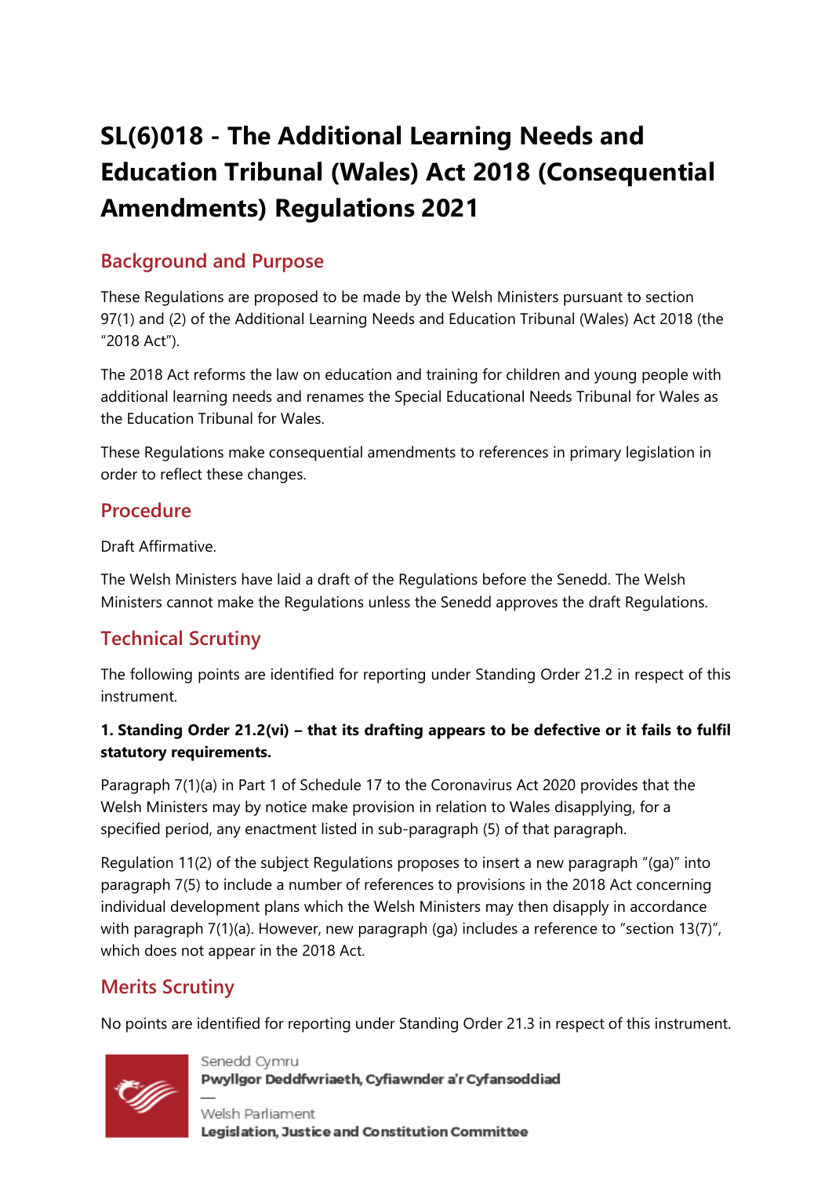# SL(6)018 - The Additional Learning Needs and Education Tribunal (Wales) Act 2018 (Consequential Amendments) Regulations 2021

## Background and Purpose

These Regulations are proposed to be made by the Welsh Ministers pursuant to section 97(1) and (2) of the Additional Learning Needs and Education Tribunal (Wales) Act 2018 (the "2018 Act").

The 2018 Act reforms the law on education and training for children and young people with additional learning needs and renames the Special Educational Needs Tribunal for Wales as the Education Tribunal for Wales.

These Regulations make consequential amendments to references in primary legislation in order to reflect these changes.

## Procedure

Draft Affirmative.

The Welsh Ministers have laid a draft of the Regulations before the Senedd. The Welsh Ministers cannot make the Regulations unless the Senedd approves the draft Regulations.

## Technical Scrutiny

The following points are identified for reporting under Standing Order 21.2 in respect of this instrument.

**1. Standing Order 21.2(vi) – that its drafting appears to be defective or it fails to fulfil statutory requirements.**

Paragraph 7(1)(a) in Part 1 of Schedule 17 to the Coronavirus Act 2020 provides that the Welsh Ministers may by notice make provision in relation to Wales disapplying, for a specified period, any enactment listed in sub-paragraph (5) of that paragraph.

Regulation 11(2) of the subject Regulations proposes to insert a new paragraph "(ga)" into paragraph 7(5) to include a number of references to provisions in the 2018 Act concerning individual development plans which the Welsh Ministers may then disapply in accordance with paragraph 7(1)(a). However, new paragraph (ga) includes a reference to "section 13(7)", which does not appear in the 2018 Act.

## Merits Scrutiny

No points are identified for reporting under Standing Order 21.3 in respect of this instrument.

Senedd Cymru
**Pwyllgor Deddfwriaeth, Cyfiawnder a'r Cyfansoddiad**

Welsh Parliament
**Legislation, Justice and Constitution Committee**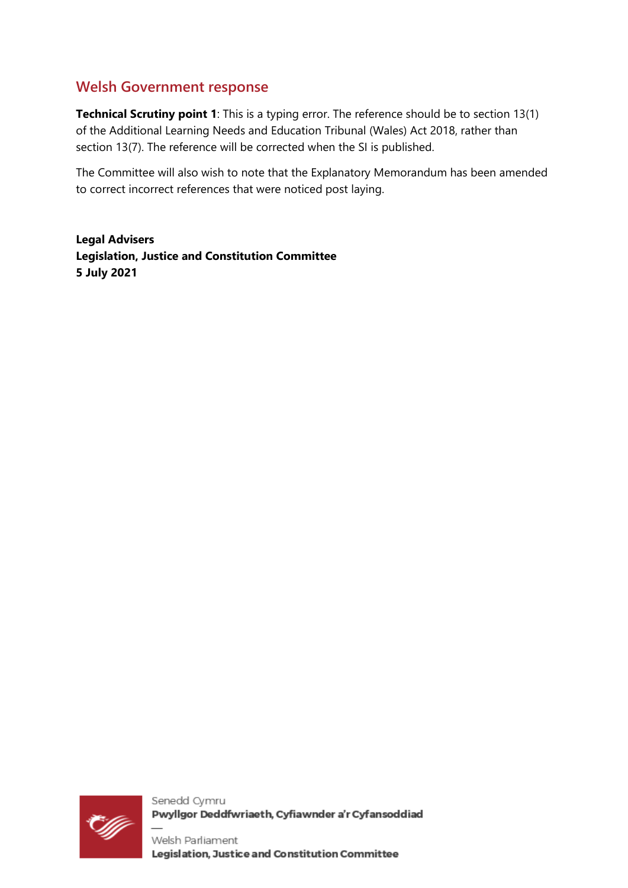## Welsh Government response

**Technical Scrutiny point 1**: This is a typing error. The reference should be to section 13(1) of the Additional Learning Needs and Education Tribunal (Wales) Act 2018, rather than section 13(7). The reference will be corrected when the SI is published.

The Committee will also wish to note that the Explanatory Memorandum has been amended to correct incorrect references that were noticed post laying.

**Legal Advisers**
**Legislation, Justice and Constitution Committee**
**5 July 2021**

Senedd Cymru
**Pwyllgor Deddfwriaeth, Cyfiawnder a'r Cyfansoddiad**

—

Welsh Parliament
**Legislation, Justice and Constitution Committee**